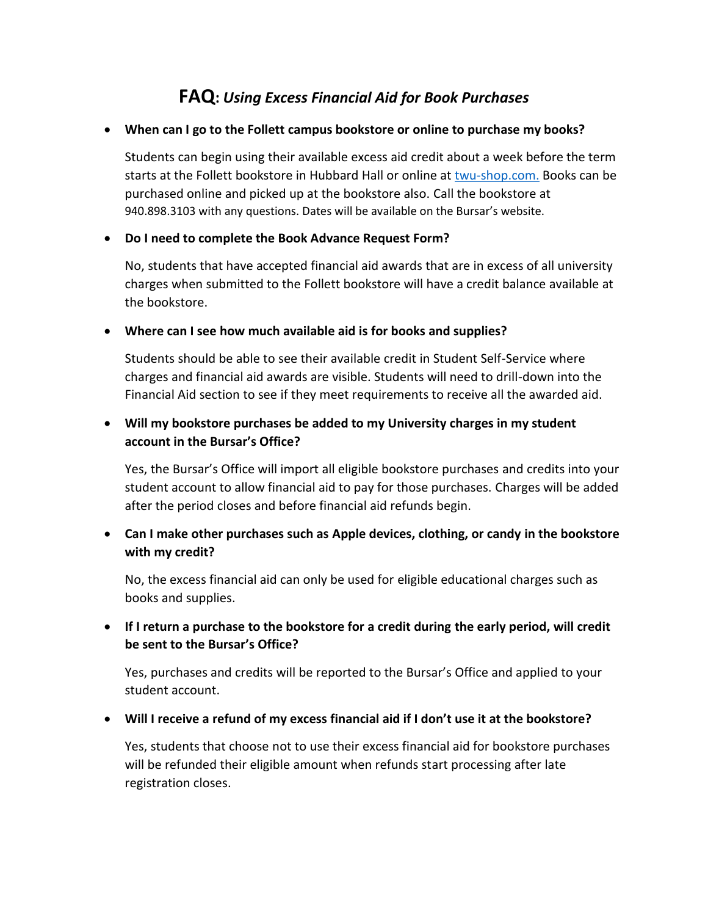# **FAQ:** *Using Excess Financial Aid for Book Purchases*

- **When can I go to the Follett campus bookstore or online to purchase my books?**

  Students can begin using their available excess aid credit about a week before the term starts at the Follett bookstore in Hubbard Hall or online at [twu-shop.com.](twu-shop.com) Books can be purchased online and picked up at the bookstore also. Call the bookstore at 940.898.3103 with any questions. Dates will be available on the Bursar's website.

- **Do I need to complete the Book Advance Request Form?**

  No, students that have accepted financial aid awards that are in excess of all university charges when submitted to the Follett bookstore will have a credit balance available at the bookstore.

- **Where can I see how much available aid is for books and supplies?**

  Students should be able to see their available credit in Student Self-Service where charges and financial aid awards are visible. Students will need to drill-down into the Financial Aid section to see if they meet requirements to receive all the awarded aid.

- **Will my bookstore purchases be added to my University charges in my student account in the Bursar's Office?**

  Yes, the Bursar's Office will import all eligible bookstore purchases and credits into your student account to allow financial aid to pay for those purchases. Charges will be added after the period closes and before financial aid refunds begin.

- **Can I make other purchases such as Apple devices, clothing, or candy in the bookstore with my credit?**

  No, the excess financial aid can only be used for eligible educational charges such as books and supplies.

- **If I return a purchase to the bookstore for a credit during the early period, will credit be sent to the Bursar's Office?**

  Yes, purchases and credits will be reported to the Bursar's Office and applied to your student account.

- **Will I receive a refund of my excess financial aid if I don't use it at the bookstore?**

  Yes, students that choose not to use their excess financial aid for bookstore purchases will be refunded their eligible amount when refunds start processing after late registration closes.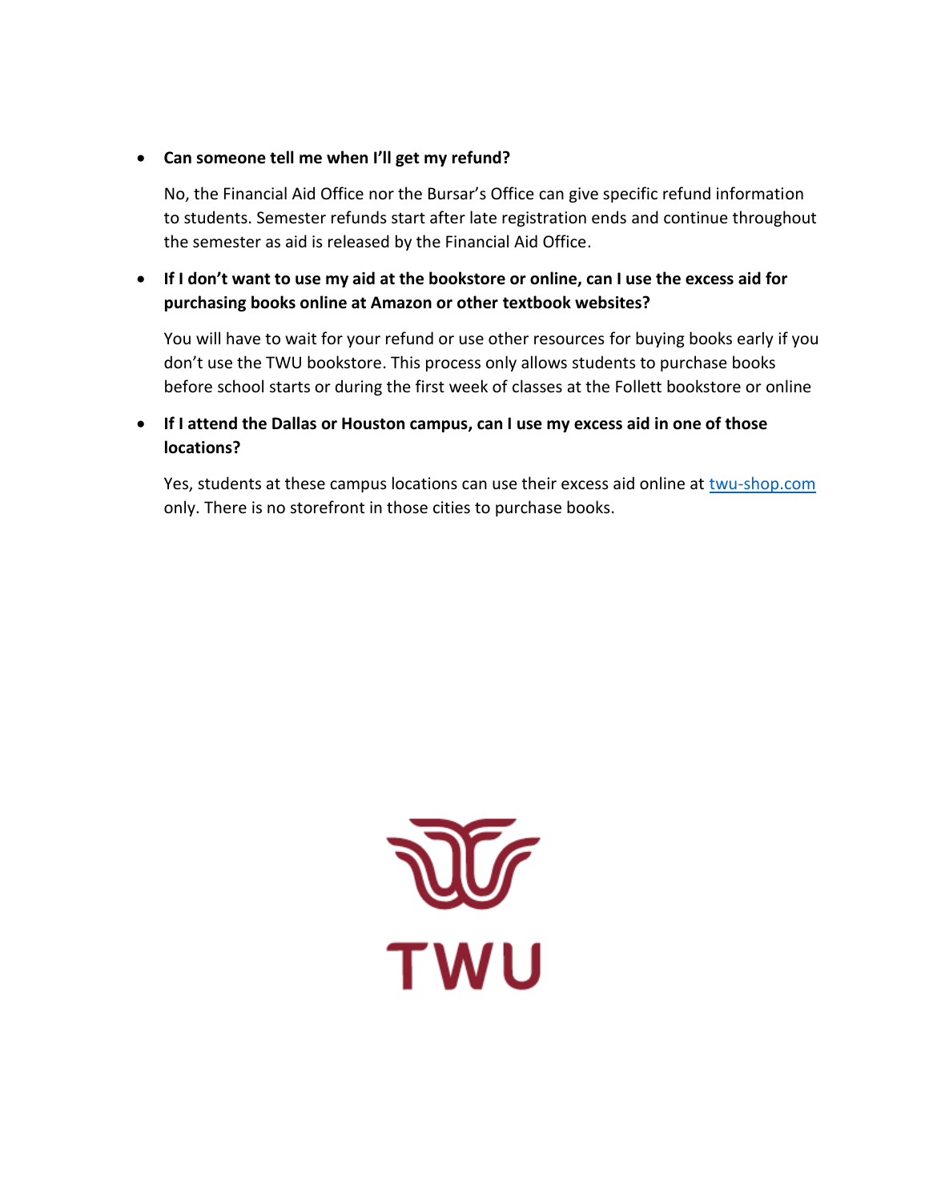- **Can someone tell me when I'll get my refund?**

  No, the Financial Aid Office nor the Bursar's Office can give specific refund information to students. Semester refunds start after late registration ends and continue throughout the semester as aid is released by the Financial Aid Office.

- **If I don't want to use my aid at the bookstore or online, can I use the excess aid for purchasing books online at Amazon or other textbook websites?**

  You will have to wait for your refund or use other resources for buying books early if you don't use the TWU bookstore. This process only allows students to purchase books before school starts or during the first week of classes at the Follett bookstore or online

- **If I attend the Dallas or Houston campus, can I use my excess aid in one of those locations?**

  Yes, students at these campus locations can use their excess aid online at [twu-shop.com](twu-shop.com) only. There is no storefront in those cities to purchase books.

TWU